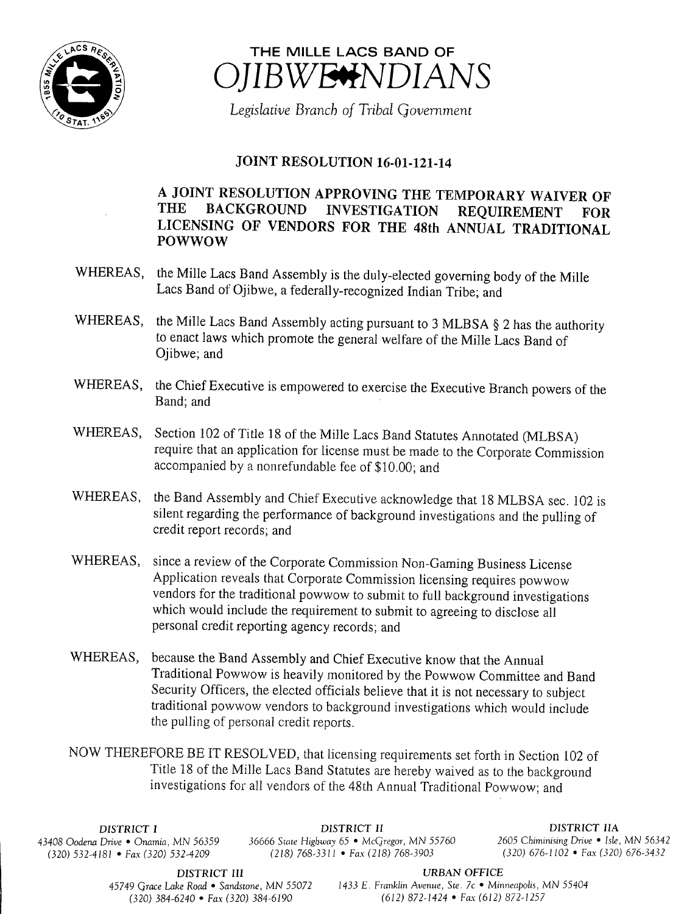# THE MILLE LACS BAND OF OJIBWE INDIANS

*Legislative Branch of Tribal Government*

## JOINT RESOLUTION 16-01-121-14

### A JOINT RESOLUTION APPROVING THE TEMPORARY WAIVER OF THE BACKGROUND INVESTIGATION REQUIREMENT FOR LICENSING OF VENDORS FOR THE 48th ANNUAL TRADITIONAL POWWOW

WHEREAS, the Mille Lacs Band Assembly is the duly-elected governing body of the Mille Lacs Band of Ojibwe, a federally-recognized Indian Tribe; and

WHEREAS, the Mille Lacs Band Assembly acting pursuant to 3 MLBSA § 2 has the authority to enact laws which promote the general welfare of the Mille Lacs Band of Ojibwe; and

WHEREAS, the Chief Executive is empowered to exercise the Executive Branch powers of the Band; and

WHEREAS, Section 102 of Title 18 of the Mille Lacs Band Statutes Annotated (MLBSA) require that an application for license must be made to the Corporate Commission accompanied by a nonrefundable fee of $10.00; and

WHEREAS, the Band Assembly and Chief Executive acknowledge that 18 MLBSA sec. 102 is silent regarding the performance of background investigations and the pulling of credit report records; and

WHEREAS, since a review of the Corporate Commission Non-Gaming Business License Application reveals that Corporate Commission licensing requires powwow vendors for the traditional powwow to submit to full background investigations which would include the requirement to submit to agreeing to disclose all personal credit reporting agency records; and

WHEREAS, because the Band Assembly and Chief Executive know that the Annual Traditional Powwow is heavily monitored by the Powwow Committee and Band Security Officers, the elected officials believe that it is not necessary to subject traditional powwow vendors to background investigations which would include the pulling of personal credit reports.

NOW THEREFORE BE IT RESOLVED, that licensing requirements set forth in Section 102 of Title 18 of the Mille Lacs Band Statutes are hereby waived as to the background investigations for all vendors of the 48th Annual Traditional Powwow; and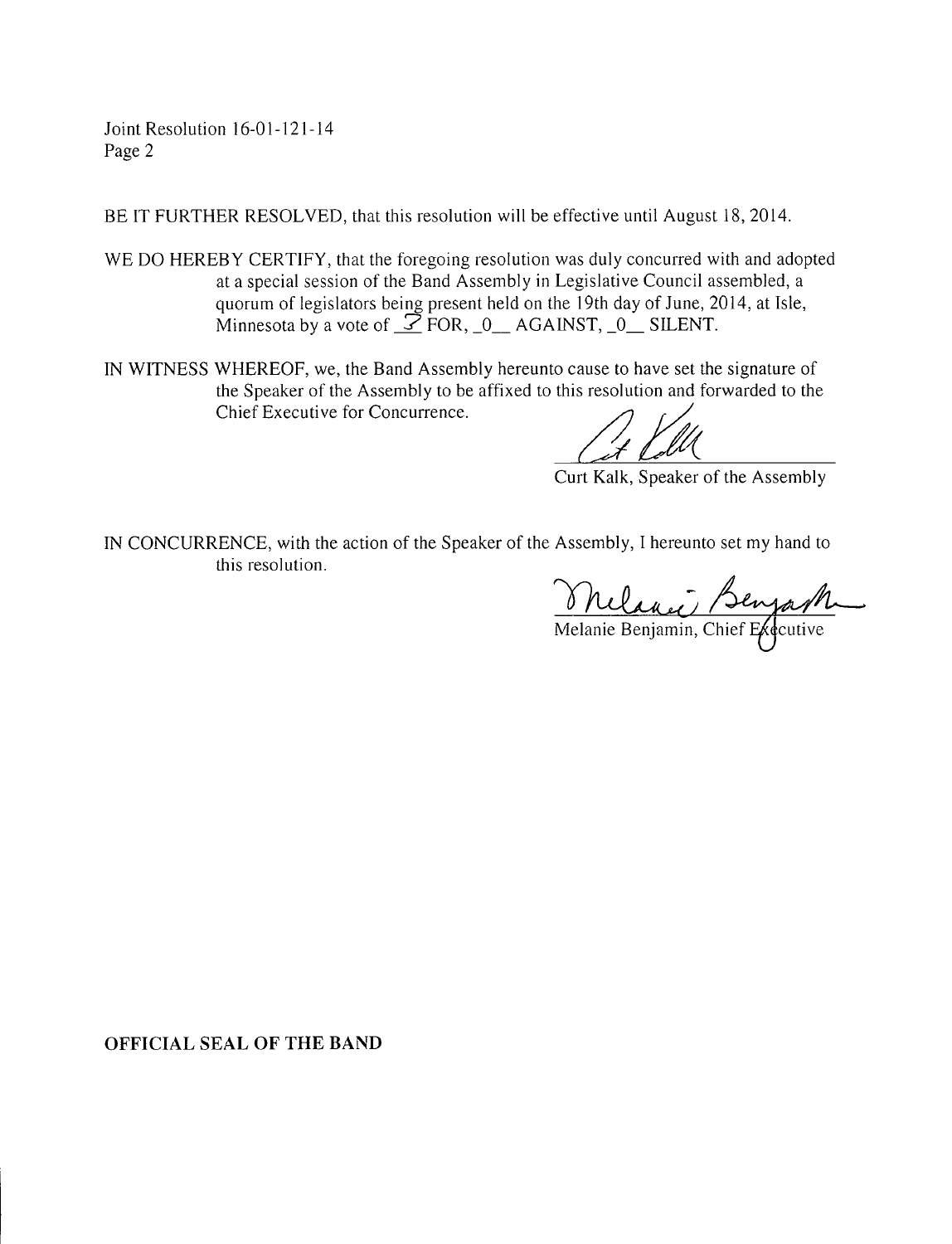Joint Resolution 16-01-121-14
Page 2

BE IT FURTHER RESOLVED, that this resolution will be effective until August 18, 2014.

WE DO HEREBY CERTIFY, that the foregoing resolution was duly concurred with and adopted at a special session of the Band Assembly in Legislative Council assembled, a quorum of legislators being present held on the 19th day of June, 2014, at Isle, Minnesota by a vote of _3_ FOR, _0_ AGAINST, _0_ SILENT.

IN WITNESS WHEREOF, we, the Band Assembly hereunto cause to have set the signature of the Speaker of the Assembly to be affixed to this resolution and forwarded to the Chief Executive for Concurrence.

Curt Kalk, Speaker of the Assembly

IN CONCURRENCE, with the action of the Speaker of the Assembly, I hereunto set my hand to this resolution.

Melanie Benjamin, Chief Executive

**OFFICIAL SEAL OF THE BAND**